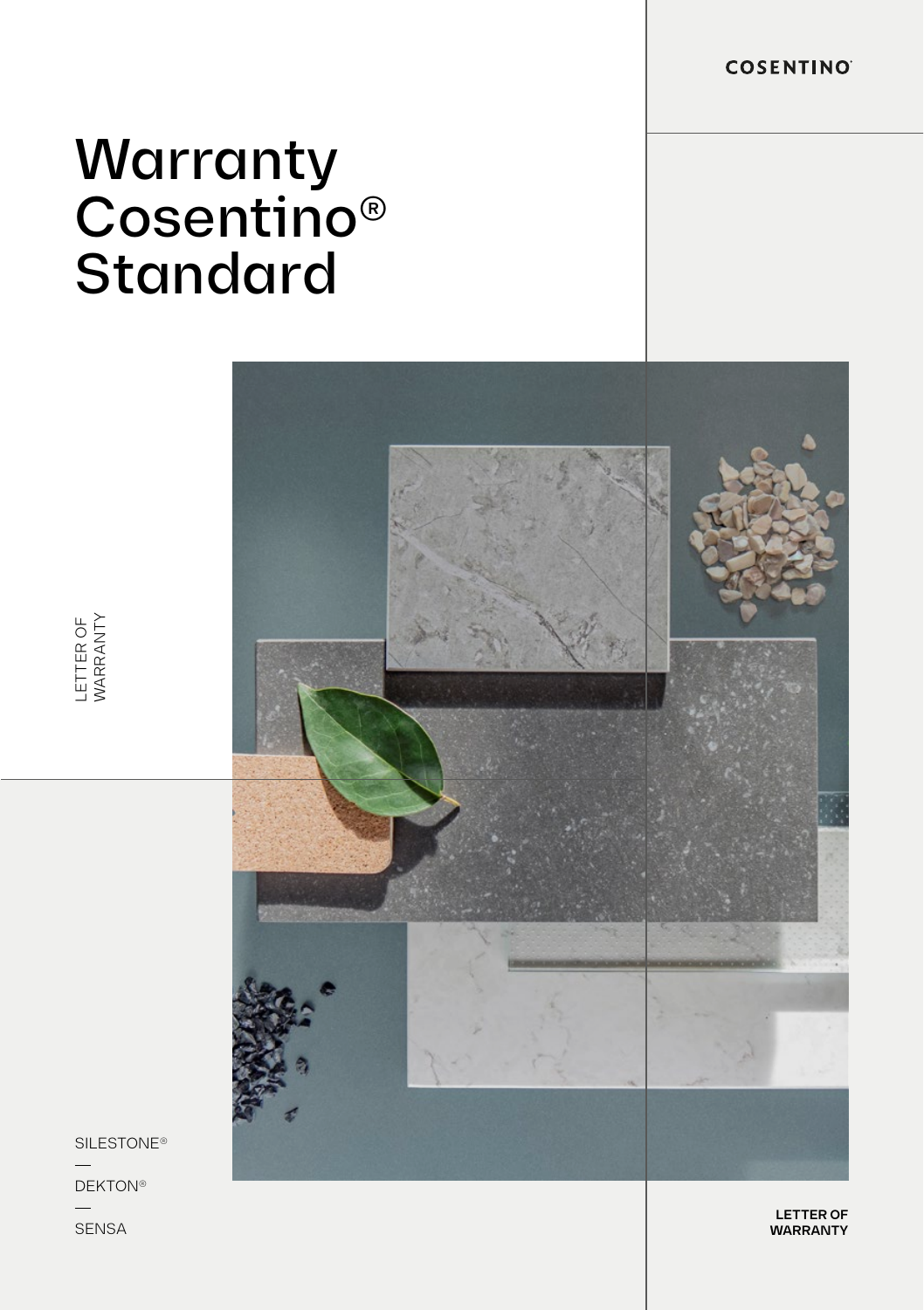COSENTINO

# Warranty Cosentino® Standard

LETTER OF WARRANTY

SILESTONE®

—

DEKTON®

—

SENSA

**LETTER OF WARRANTY**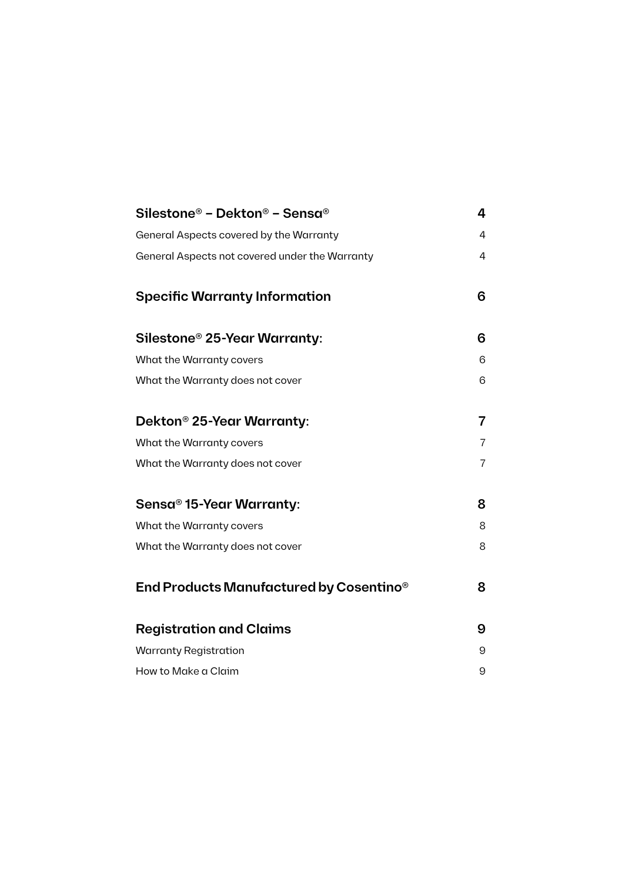| | |
|---|---|
| **Silestone® – Dekton® – Sensa®** | **4** |
| General Aspects covered by the Warranty | 4 |
| General Aspects not covered under the Warranty | 4 |
| **Specific Warranty Information** | **6** |
| **Silestone® 25-Year Warranty:** | **6** |
| What the Warranty covers | 6 |
| What the Warranty does not cover | 6 |
| **Dekton® 25-Year Warranty:** | **7** |
| What the Warranty covers | 7 |
| What the Warranty does not cover | 7 |
| **Sensa® 15-Year Warranty:** | **8** |
| What the Warranty covers | 8 |
| What the Warranty does not cover | 8 |
| **End Products Manufactured by Cosentino®** | **8** |
| **Registration and Claims** | **9** |
| Warranty Registration | 9 |
| How to Make a Claim | 9 |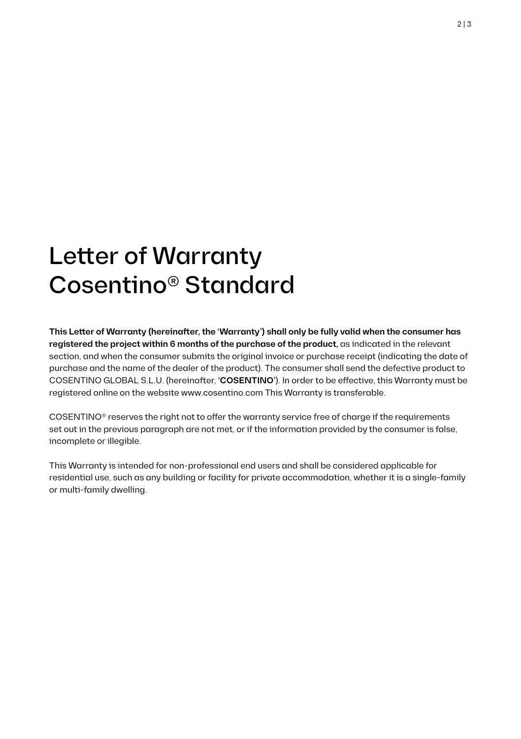# Letter of Warranty Cosentino® Standard

**This Letter of Warranty (hereinafter, the 'Warranty') shall only be fully valid when the consumer has registered the project within 6 months of the purchase of the product,** as indicated in the relevant section, and when the consumer submits the original invoice or purchase receipt (indicating the date of purchase and the name of the dealer of the product). The consumer shall send the defective product to COSENTINO GLOBAL S.L.U. (hereinafter, '**COSENTINO**'). In order to be effective, this Warranty must be registered online on the website www.cosentino.com This Warranty is transferable.

COSENTINO® reserves the right not to offer the warranty service free of charge if the requirements set out in the previous paragraph are not met, or if the information provided by the consumer is false, incomplete or illegible.

This Warranty is intended for non-professional end users and shall be considered applicable for residential use, such as any building or facility for private accommodation, whether it is a single-family or multi-family dwelling.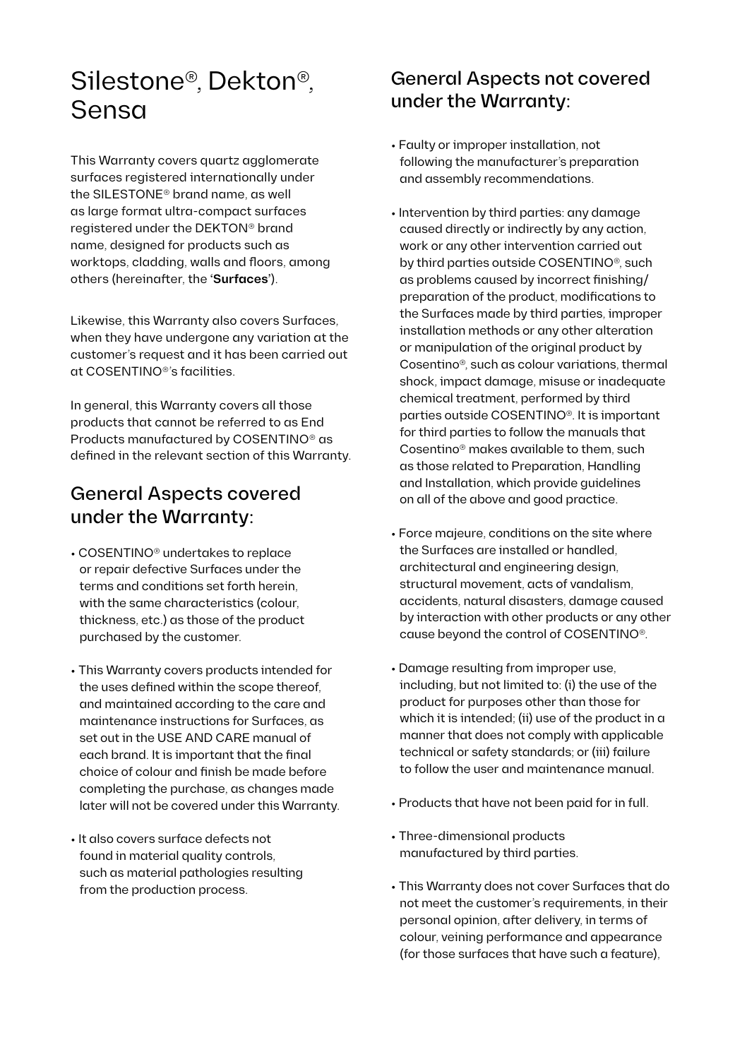# Silestone®, Dekton®, Sensa

This Warranty covers quartz agglomerate surfaces registered internationally under the SILESTONE® brand name, as well as large format ultra-compact surfaces registered under the DEKTON® brand name, designed for products such as worktops, cladding, walls and floors, among others (hereinafter, the '**Surfaces**').

Likewise, this Warranty also covers Surfaces, when they have undergone any variation at the customer's request and it has been carried out at COSENTINO®'s facilities.

In general, this Warranty covers all those products that cannot be referred to as End Products manufactured by COSENTINO® as defined in the relevant section of this Warranty.

## General Aspects covered under the Warranty:

- COSENTINO® undertakes to replace or repair defective Surfaces under the terms and conditions set forth herein, with the same characteristics (colour, thickness, etc.) as those of the product purchased by the customer.

- This Warranty covers products intended for the uses defined within the scope thereof, and maintained according to the care and maintenance instructions for Surfaces, as set out in the USE AND CARE manual of each brand. It is important that the final choice of colour and finish be made before completing the purchase, as changes made later will not be covered under this Warranty.

- It also covers surface defects not found in material quality controls, such as material pathologies resulting from the production process.

## General Aspects not covered under the Warranty:

- Faulty or improper installation, not following the manufacturer's preparation and assembly recommendations.

- Intervention by third parties: any damage caused directly or indirectly by any action, work or any other intervention carried out by third parties outside COSENTINO®, such as problems caused by incorrect finishing/ preparation of the product, modifications to the Surfaces made by third parties, improper installation methods or any other alteration or manipulation of the original product by Cosentino®, such as colour variations, thermal shock, impact damage, misuse or inadequate chemical treatment, performed by third parties outside COSENTINO®. It is important for third parties to follow the manuals that Cosentino® makes available to them, such as those related to Preparation, Handling and Installation, which provide guidelines on all of the above and good practice.

- Force majeure, conditions on the site where the Surfaces are installed or handled, architectural and engineering design, structural movement, acts of vandalism, accidents, natural disasters, damage caused by interaction with other products or any other cause beyond the control of COSENTINO®.

- Damage resulting from improper use, including, but not limited to: (i) the use of the product for purposes other than those for which it is intended; (ii) use of the product in a manner that does not comply with applicable technical or safety standards; or (iii) failure to follow the user and maintenance manual.

- Products that have not been paid for in full.

- Three-dimensional products manufactured by third parties.

- This Warranty does not cover Surfaces that do not meet the customer's requirements, in their personal opinion, after delivery, in terms of colour, veining performance and appearance (for those surfaces that have such a feature),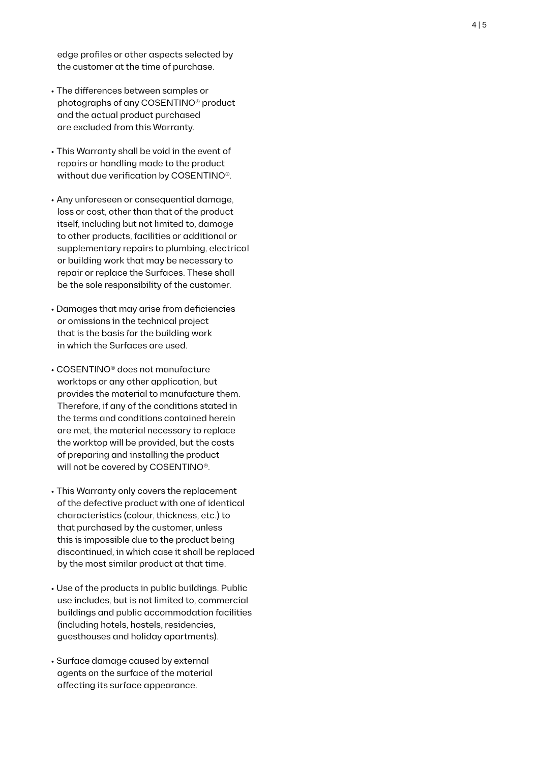edge profiles or other aspects selected by the customer at the time of purchase.

- The differences between samples or photographs of any COSENTINO® product and the actual product purchased are excluded from this Warranty.

- This Warranty shall be void in the event of repairs or handling made to the product without due verification by COSENTINO®.

- Any unforeseen or consequential damage, loss or cost, other than that of the product itself, including but not limited to, damage to other products, facilities or additional or supplementary repairs to plumbing, electrical or building work that may be necessary to repair or replace the Surfaces. These shall be the sole responsibility of the customer.

- Damages that may arise from deficiencies or omissions in the technical project that is the basis for the building work in which the Surfaces are used.

- COSENTINO® does not manufacture worktops or any other application, but provides the material to manufacture them. Therefore, if any of the conditions stated in the terms and conditions contained herein are met, the material necessary to replace the worktop will be provided, but the costs of preparing and installing the product will not be covered by COSENTINO®.

- This Warranty only covers the replacement of the defective product with one of identical characteristics (colour, thickness, etc.) to that purchased by the customer, unless this is impossible due to the product being discontinued, in which case it shall be replaced by the most similar product at that time.

- Use of the products in public buildings. Public use includes, but is not limited to, commercial buildings and public accommodation facilities (including hotels, hostels, residencies, guesthouses and holiday apartments).

- Surface damage caused by external agents on the surface of the material affecting its surface appearance.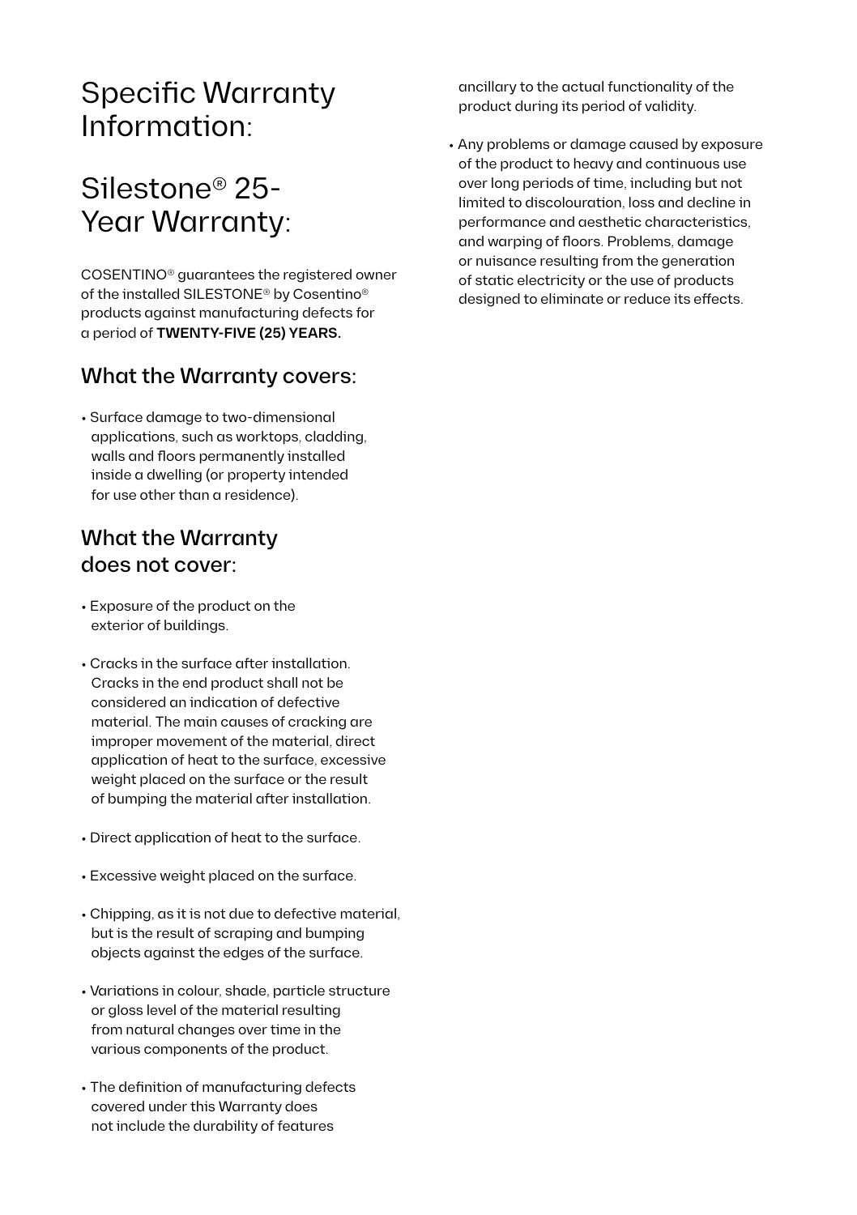# Specific Warranty Information:

# Silestone® 25-Year Warranty:

COSENTINO® guarantees the registered owner of the installed SILESTONE® by Cosentino® products against manufacturing defects for a period of **TWENTY-FIVE (25) YEARS.**

## What the Warranty covers:

- Surface damage to two-dimensional applications, such as worktops, cladding, walls and floors permanently installed inside a dwelling (or property intended for use other than a residence).

## What the Warranty does not cover:

- Exposure of the product on the exterior of buildings.

- Cracks in the surface after installation. Cracks in the end product shall not be considered an indication of defective material. The main causes of cracking are improper movement of the material, direct application of heat to the surface, excessive weight placed on the surface or the result of bumping the material after installation.

- Direct application of heat to the surface.

- Excessive weight placed on the surface.

- Chipping, as it is not due to defective material, but is the result of scraping and bumping objects against the edges of the surface.

- Variations in colour, shade, particle structure or gloss level of the material resulting from natural changes over time in the various components of the product.

- The definition of manufacturing defects covered under this Warranty does not include the durability of features ancillary to the actual functionality of the product during its period of validity.

- Any problems or damage caused by exposure of the product to heavy and continuous use over long periods of time, including but not limited to discolouration, loss and decline in performance and aesthetic characteristics, and warping of floors. Problems, damage or nuisance resulting from the generation of static electricity or the use of products designed to eliminate or reduce its effects.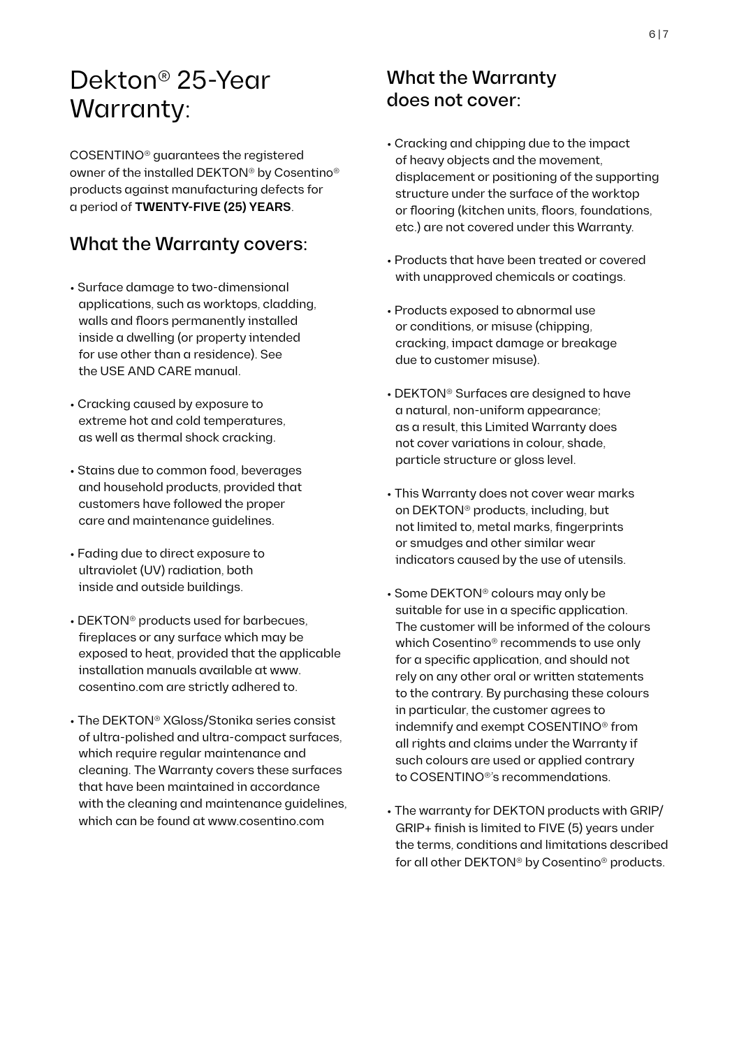# Dekton® 25-Year Warranty:

COSENTINO® guarantees the registered owner of the installed DEKTON® by Cosentino® products against manufacturing defects for a period of **TWENTY-FIVE (25) YEARS**.

## What the Warranty covers:

- Surface damage to two-dimensional applications, such as worktops, cladding, walls and floors permanently installed inside a dwelling (or property intended for use other than a residence). See the USE AND CARE manual.
- Cracking caused by exposure to extreme hot and cold temperatures, as well as thermal shock cracking.
- Stains due to common food, beverages and household products, provided that customers have followed the proper care and maintenance guidelines.
- Fading due to direct exposure to ultraviolet (UV) radiation, both inside and outside buildings.
- DEKTON® products used for barbecues, fireplaces or any surface which may be exposed to heat, provided that the applicable installation manuals available at www.cosentino.com are strictly adhered to.
- The DEKTON® XGloss/Stonika series consist of ultra-polished and ultra-compact surfaces, which require regular maintenance and cleaning. The Warranty covers these surfaces that have been maintained in accordance with the cleaning and maintenance guidelines, which can be found at www.cosentino.com

## What the Warranty does not cover:

- Cracking and chipping due to the impact of heavy objects and the movement, displacement or positioning of the supporting structure under the surface of the worktop or flooring (kitchen units, floors, foundations, etc.) are not covered under this Warranty.
- Products that have been treated or covered with unapproved chemicals or coatings.
- Products exposed to abnormal use or conditions, or misuse (chipping, cracking, impact damage or breakage due to customer misuse).
- DEKTON® Surfaces are designed to have a natural, non-uniform appearance; as a result, this Limited Warranty does not cover variations in colour, shade, particle structure or gloss level.
- This Warranty does not cover wear marks on DEKTON® products, including, but not limited to, metal marks, fingerprints or smudges and other similar wear indicators caused by the use of utensils.
- Some DEKTON® colours may only be suitable for use in a specific application. The customer will be informed of the colours which Cosentino® recommends to use only for a specific application, and should not rely on any other oral or written statements to the contrary. By purchasing these colours in particular, the customer agrees to indemnify and exempt COSENTINO® from all rights and claims under the Warranty if such colours are used or applied contrary to COSENTINO®'s recommendations.
- The warranty for DEKTON products with GRIP/GRIP+ finish is limited to FIVE (5) years under the terms, conditions and limitations described for all other DEKTON® by Cosentino® products.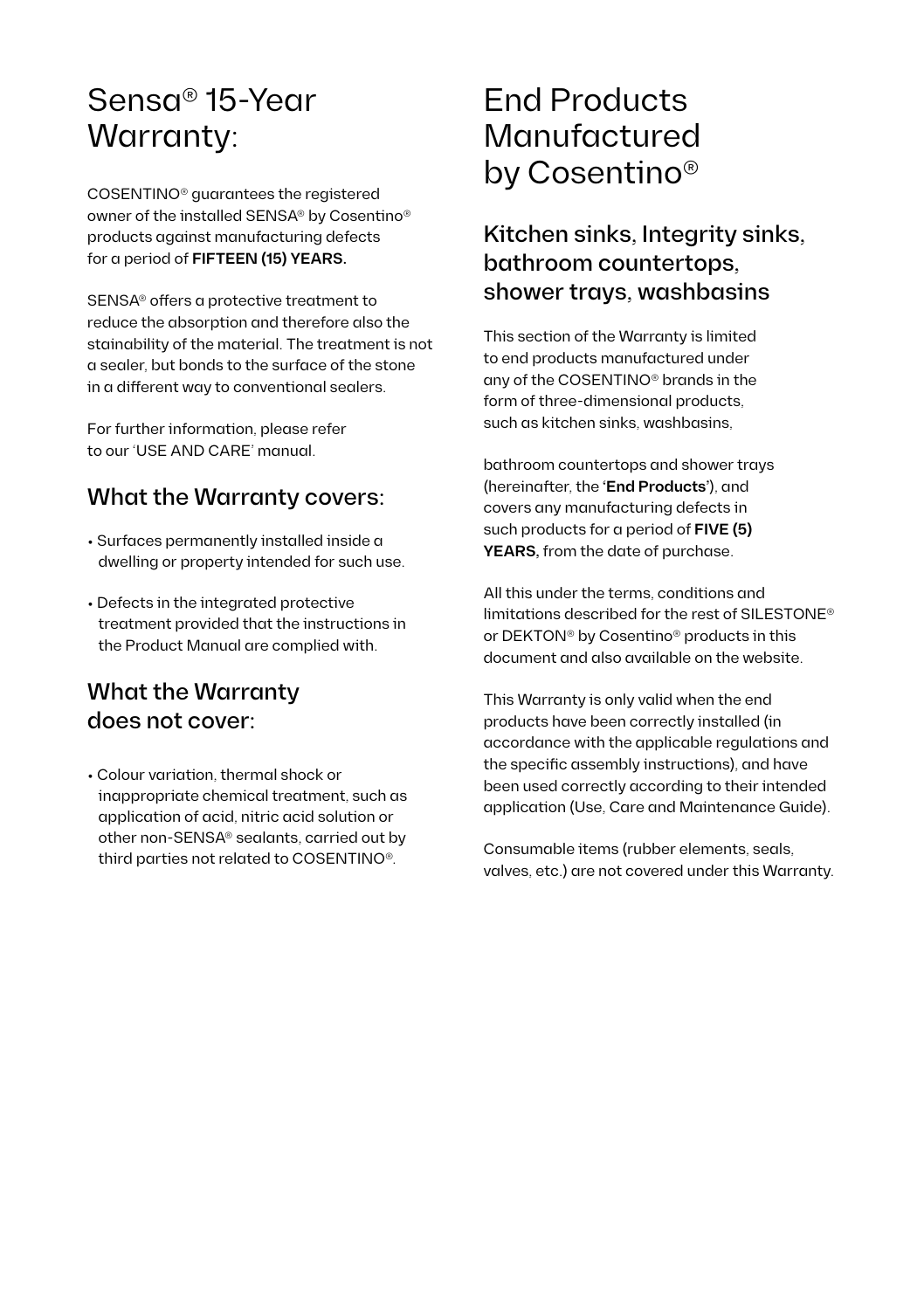# Sensa® 15-Year Warranty:

COSENTINO® guarantees the registered owner of the installed SENSA® by Cosentino® products against manufacturing defects for a period of **FIFTEEN (15) YEARS.**

SENSA® offers a protective treatment to reduce the absorption and therefore also the stainability of the material. The treatment is not a sealer, but bonds to the surface of the stone in a different way to conventional sealers.

For further information, please refer to our 'USE AND CARE' manual.

## What the Warranty covers:

- Surfaces permanently installed inside a dwelling or property intended for such use.
- Defects in the integrated protective treatment provided that the instructions in the Product Manual are complied with.

## What the Warranty does not cover:

- Colour variation, thermal shock or inappropriate chemical treatment, such as application of acid, nitric acid solution or other non-SENSA® sealants, carried out by third parties not related to COSENTINO®.

# End Products Manufactured by Cosentino®

## Kitchen sinks, Integrity sinks, bathroom countertops, shower trays, washbasins

This section of the Warranty is limited to end products manufactured under any of the COSENTINO® brands in the form of three-dimensional products, such as kitchen sinks, washbasins,

bathroom countertops and shower trays (hereinafter, the '**End Products**'), and covers any manufacturing defects in such products for a period of **FIVE (5) YEARS,** from the date of purchase.

All this under the terms, conditions and limitations described for the rest of SILESTONE® or DEKTON® by Cosentino® products in this document and also available on the website.

This Warranty is only valid when the end products have been correctly installed (in accordance with the applicable regulations and the specific assembly instructions), and have been used correctly according to their intended application (Use, Care and Maintenance Guide).

Consumable items (rubber elements, seals, valves, etc.) are not covered under this Warranty.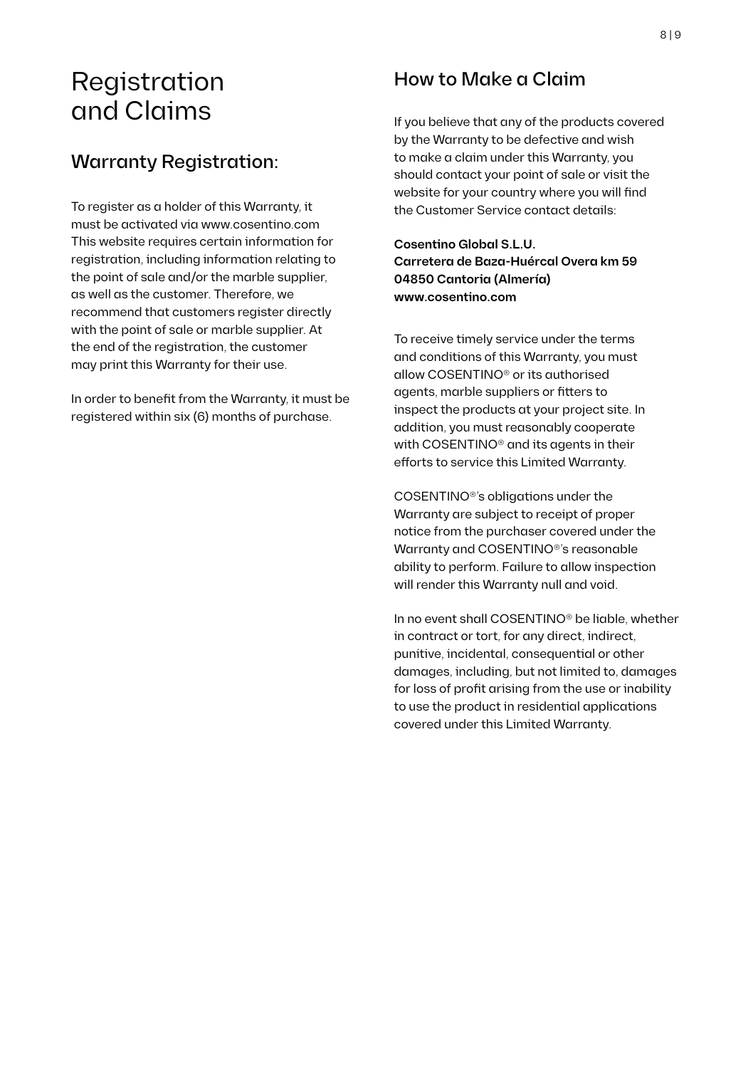# Registration and Claims

## Warranty Registration:

To register as a holder of this Warranty, it must be activated via www.cosentino.com This website requires certain information for registration, including information relating to the point of sale and/or the marble supplier, as well as the customer. Therefore, we recommend that customers register directly with the point of sale or marble supplier. At the end of the registration, the customer may print this Warranty for their use.

In order to benefit from the Warranty, it must be registered within six (6) months of purchase.

## How to Make a Claim

If you believe that any of the products covered by the Warranty to be defective and wish to make a claim under this Warranty, you should contact your point of sale or visit the website for your country where you will find the Customer Service contact details:

**Cosentino Global S.L.U.**
**Carretera de Baza-Huércal Overa km 59**
**04850 Cantoria (Almería)**
**www.cosentino.com**

To receive timely service under the terms and conditions of this Warranty, you must allow COSENTINO® or its authorised agents, marble suppliers or fitters to inspect the products at your project site. In addition, you must reasonably cooperate with COSENTINO® and its agents in their efforts to service this Limited Warranty.

COSENTINO®'s obligations under the Warranty are subject to receipt of proper notice from the purchaser covered under the Warranty and COSENTINO®'s reasonable ability to perform. Failure to allow inspection will render this Warranty null and void.

In no event shall COSENTINO® be liable, whether in contract or tort, for any direct, indirect, punitive, incidental, consequential or other damages, including, but not limited to, damages for loss of profit arising from the use or inability to use the product in residential applications covered under this Limited Warranty.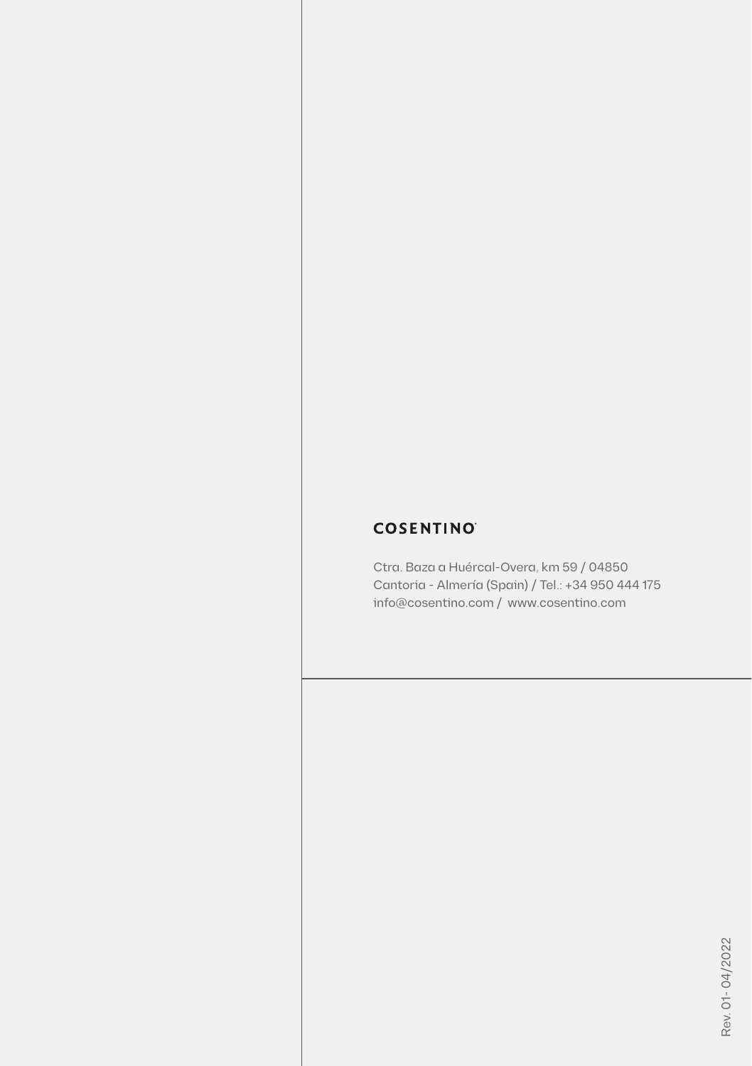**COSENTINO**

Ctra. Baza a Huércal-Overa, km 59 / 04850
Cantoria - Almería (Spain) / Tel.: +34 950 444 175
info@cosentino.com / www.cosentino.com

Rev. 01- 04/2022